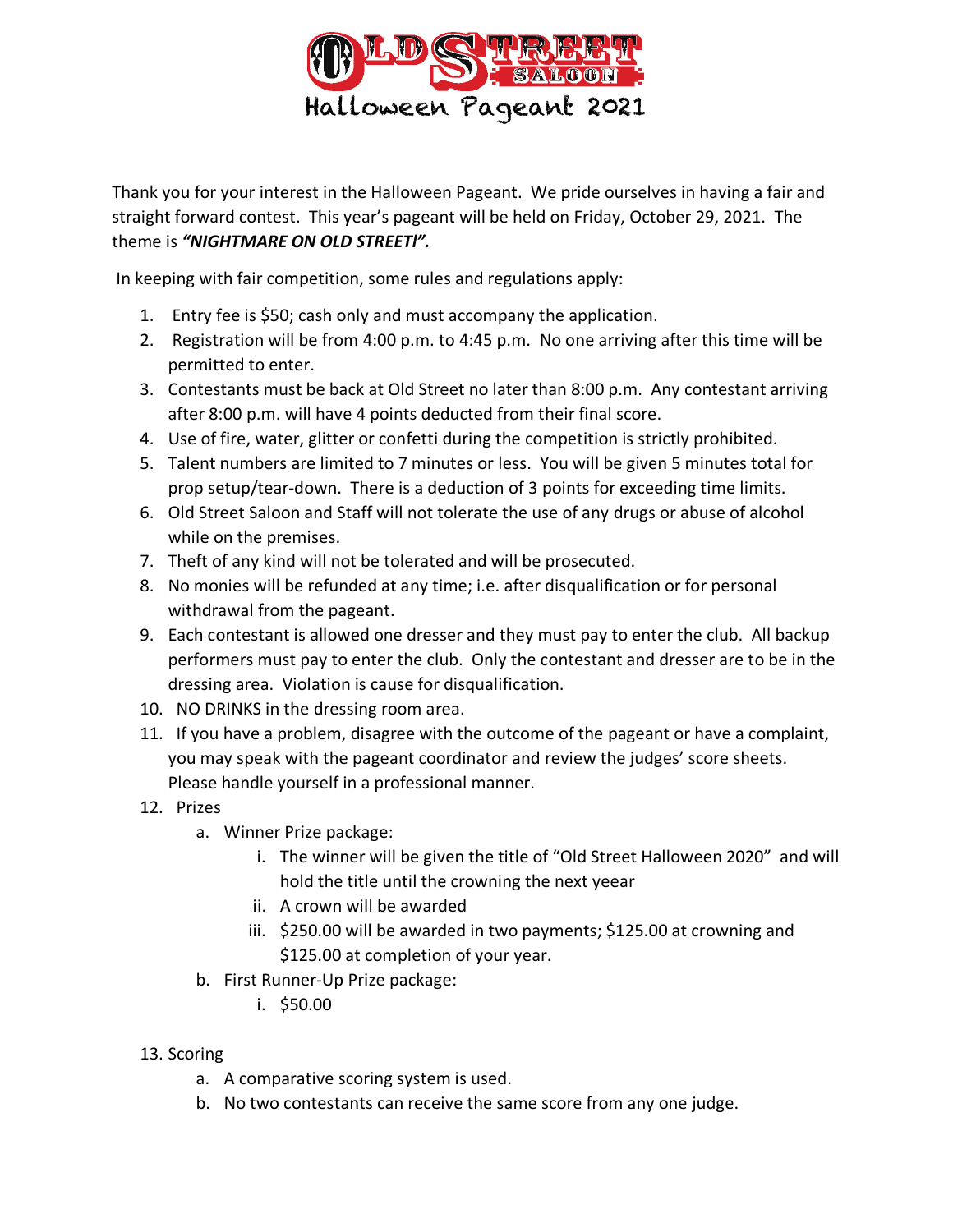# Old Street Saloon

## Halloween Pageant 2021

Thank you for your interest in the Halloween Pageant. We pride ourselves in having a fair and straight forward contest. This year's pageant will be held on Friday, October 29, 2021. The theme is ***"NIGHTMARE ON OLD STREET!".***

In keeping with fair competition, some rules and regulations apply:

1. Entry fee is $50; cash only and must accompany the application.
2. Registration will be from 4:00 p.m. to 4:45 p.m. No one arriving after this time will be permitted to enter.
3. Contestants must be back at Old Street no later than 8:00 p.m. Any contestant arriving after 8:00 p.m. will have 4 points deducted from their final score.
4. Use of fire, water, glitter or confetti during the competition is strictly prohibited.
5. Talent numbers are limited to 7 minutes or less. You will be given 5 minutes total for prop setup/tear-down. There is a deduction of 3 points for exceeding time limits.
6. Old Street Saloon and Staff will not tolerate the use of any drugs or abuse of alcohol while on the premises.
7. Theft of any kind will not be tolerated and will be prosecuted.
8. No monies will be refunded at any time; i.e. after disqualification or for personal withdrawal from the pageant.
9. Each contestant is allowed one dresser and they must pay to enter the club. All backup performers must pay to enter the club. Only the contestant and dresser are to be in the dressing area. Violation is cause for disqualification.
10. NO DRINKS in the dressing room area.
11. If you have a problem, disagree with the outcome of the pageant or have a complaint, you may speak with the pageant coordinator and review the judges' score sheets. Please handle yourself in a professional manner.
12. Prizes
    a. Winner Prize package:
        i. The winner will be given the title of "Old Street Halloween 2020" and will hold the title until the crowning the next yeear
        ii. A crown will be awarded
        iii. $250.00 will be awarded in two payments; $125.00 at crowning and $125.00 at completion of your year.
    b. First Runner-Up Prize package:
        i. $50.00
13. Scoring
    a. A comparative scoring system is used.
    b. No two contestants can receive the same score from any one judge.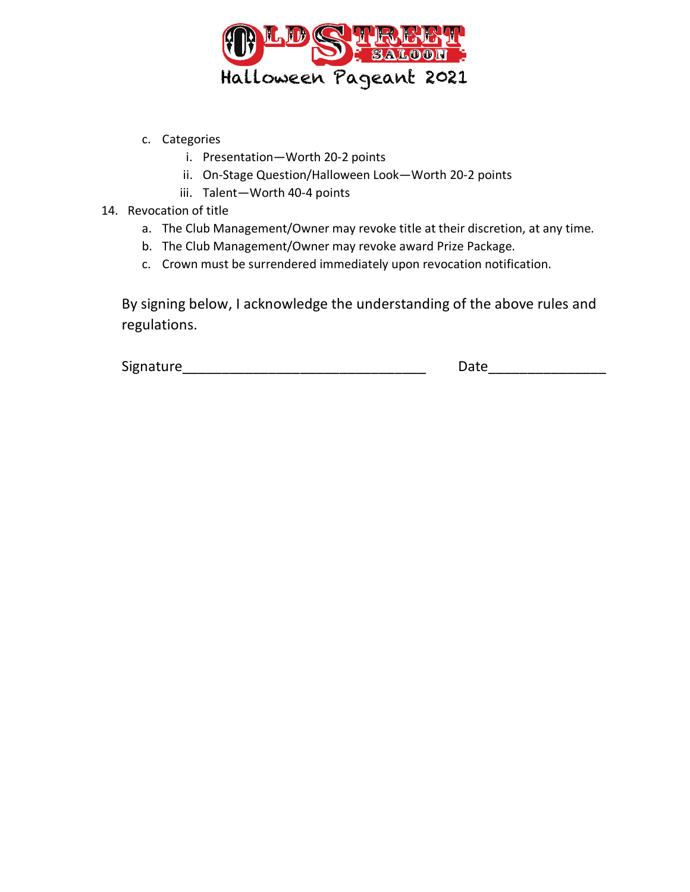c. Categories
    i. Presentation—Worth 20-2 points
    ii. On-Stage Question/Halloween Look—Worth 20-2 points
    iii. Talent—Worth 40-4 points

14. Revocation of title
    a. The Club Management/Owner may revoke title at their discretion, at any time.
    b. The Club Management/Owner may revoke award Prize Package.
    c. Crown must be surrendered immediately upon revocation notification.

By signing below, I acknowledge the understanding of the above rules and regulations.

Signature______________________________ Date______________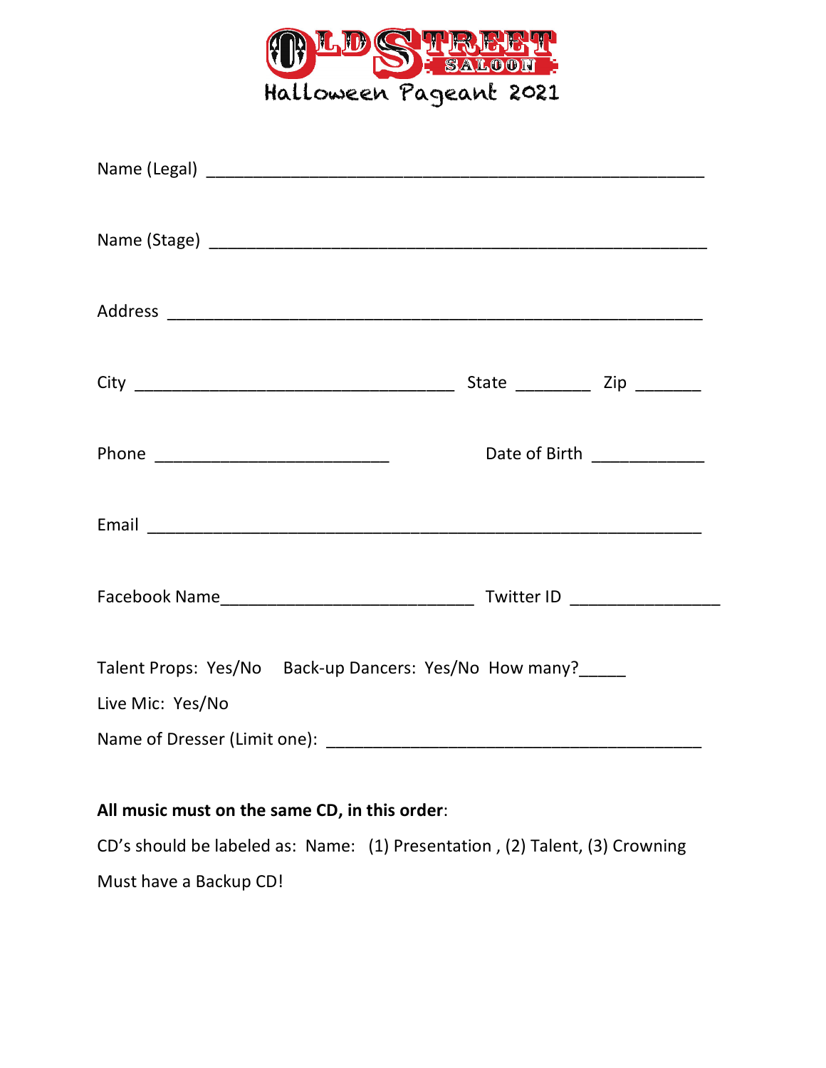# OLD STREET SALOON

## Halloween Pageant 2021

Name (Legal) ____________________________________________________

Name (Stage) ____________________________________________________

Address ________________________________________________________

City ___________________________________ State ________ Zip _______

Phone __________________________ Date of Birth ____________

Email __________________________________________________________

Facebook Name____________________________ Twitter ID ________________

Talent Props: Yes/No Back-up Dancers: Yes/No How many?_____

Live Mic: Yes/No

Name of Dresser (Limit one): __________________________________________

**All music must on the same CD, in this order**:

CD's should be labeled as: Name: (1) Presentation , (2) Talent, (3) Crowning

Must have a Backup CD!